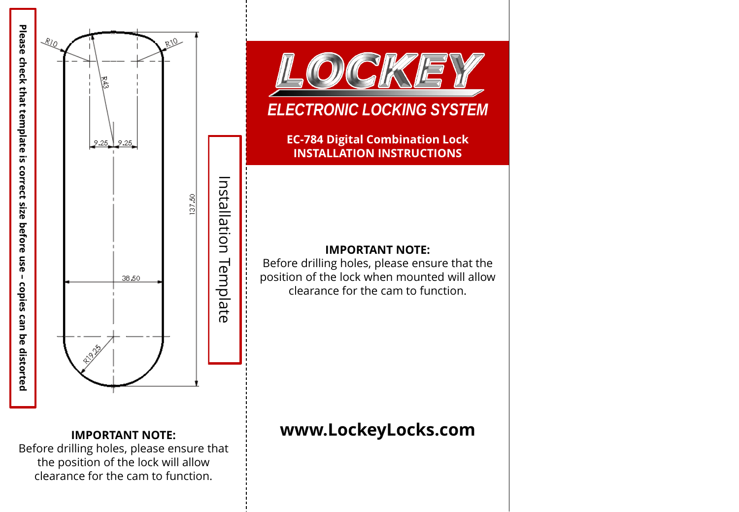Please check that template is correct size before use – copies can be distorted

R10

R10

R43

9.25

9.25

137.50

38.50

R19.25

Installation Template

**IMPORTANT NOTE:**
Before drilling holes, please ensure that the position of the lock will allow clearance for the cam to function.

# LOCKEY

## *ELECTRONIC LOCKING SYSTEM*

**EC-784 Digital Combination Lock**
**INSTALLATION INSTRUCTIONS**

**IMPORTANT NOTE:**
Before drilling holes, please ensure that the position of the lock when mounted will allow clearance for the cam to function.

**www.LockeyLocks.com**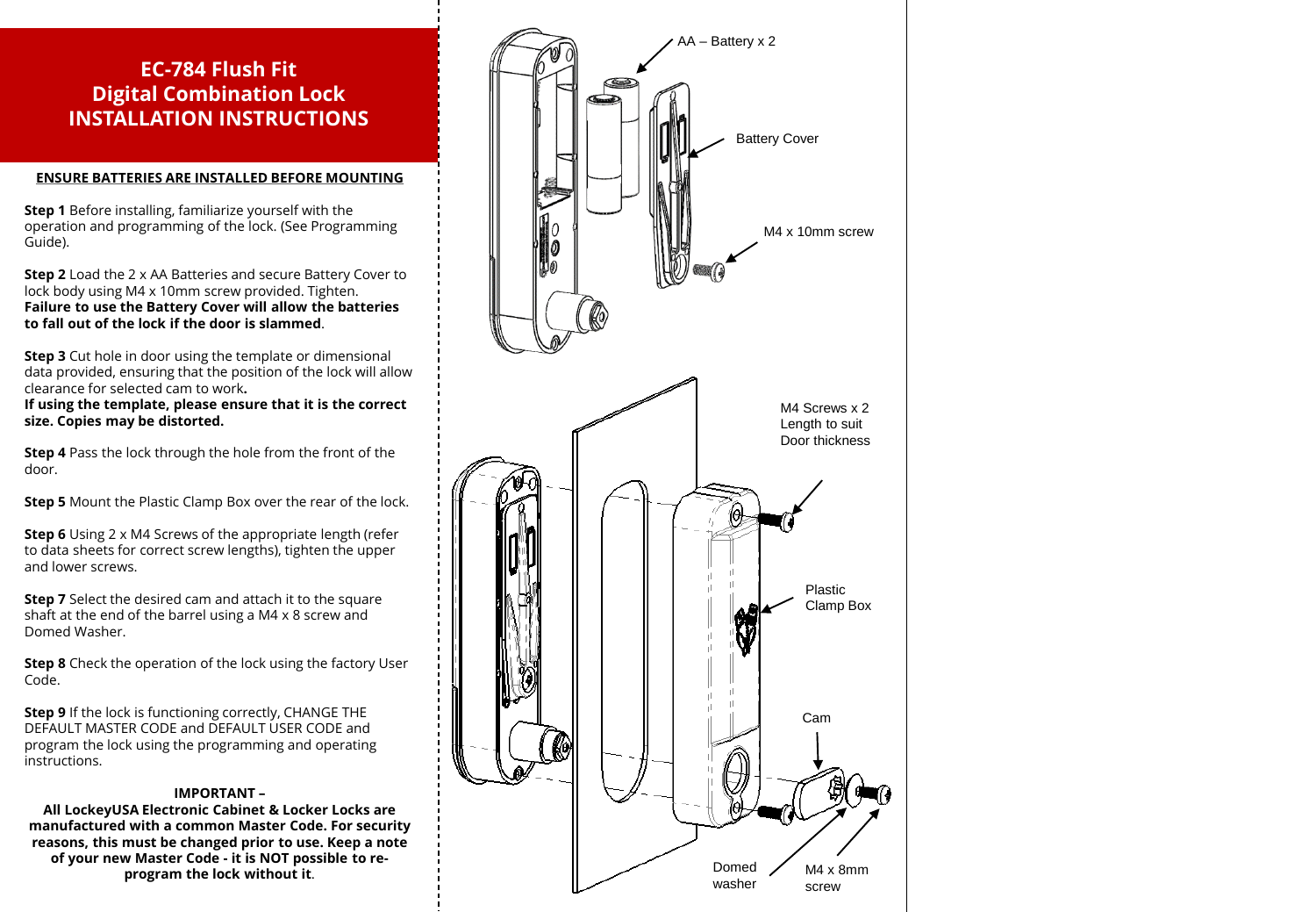# EC-784 Flush Fit Digital Combination Lock INSTALLATION INSTRUCTIONS

**ENSURE BATTERIES ARE INSTALLED BEFORE MOUNTING**

**Step 1** Before installing, familiarize yourself with the operation and programming of the lock. (See Programming Guide).

**Step 2** Load the 2 x AA Batteries and secure Battery Cover to lock body using M4 x 10mm screw provided. Tighten. **Failure to use the Battery Cover will allow the batteries to fall out of the lock if the door is slammed**.

**Step 3** Cut hole in door using the template or dimensional data provided, ensuring that the position of the lock will allow clearance for selected cam to work**.**
**If using the template, please ensure that it is the correct size. Copies may be distorted.**

**Step 4** Pass the lock through the hole from the front of the door.

**Step 5** Mount the Plastic Clamp Box over the rear of the lock.

**Step 6** Using 2 x M4 Screws of the appropriate length (refer to data sheets for correct screw lengths), tighten the upper and lower screws.

**Step 7** Select the desired cam and attach it to the square shaft at the end of the barrel using a M4 x 8 screw and Domed Washer.

**Step 8** Check the operation of the lock using the factory User Code.

**Step 9** If the lock is functioning correctly, CHANGE THE DEFAULT MASTER CODE and DEFAULT USER CODE and program the lock using the programming and operating instructions.

**IMPORTANT –**
**All LockeyUSA Electronic Cabinet & Locker Locks are manufactured with a common Master Code. For security reasons, this must be changed prior to use. Keep a note of your new Master Code - it is NOT possible to re-program the lock without it**.

AA – Battery x 2

Battery Cover

M4 x 10mm screw

M4 Screws x 2
Length to suit
Door thickness

Plastic
Clamp Box

Cam

Domed
washer

M4 x 8mm
screw